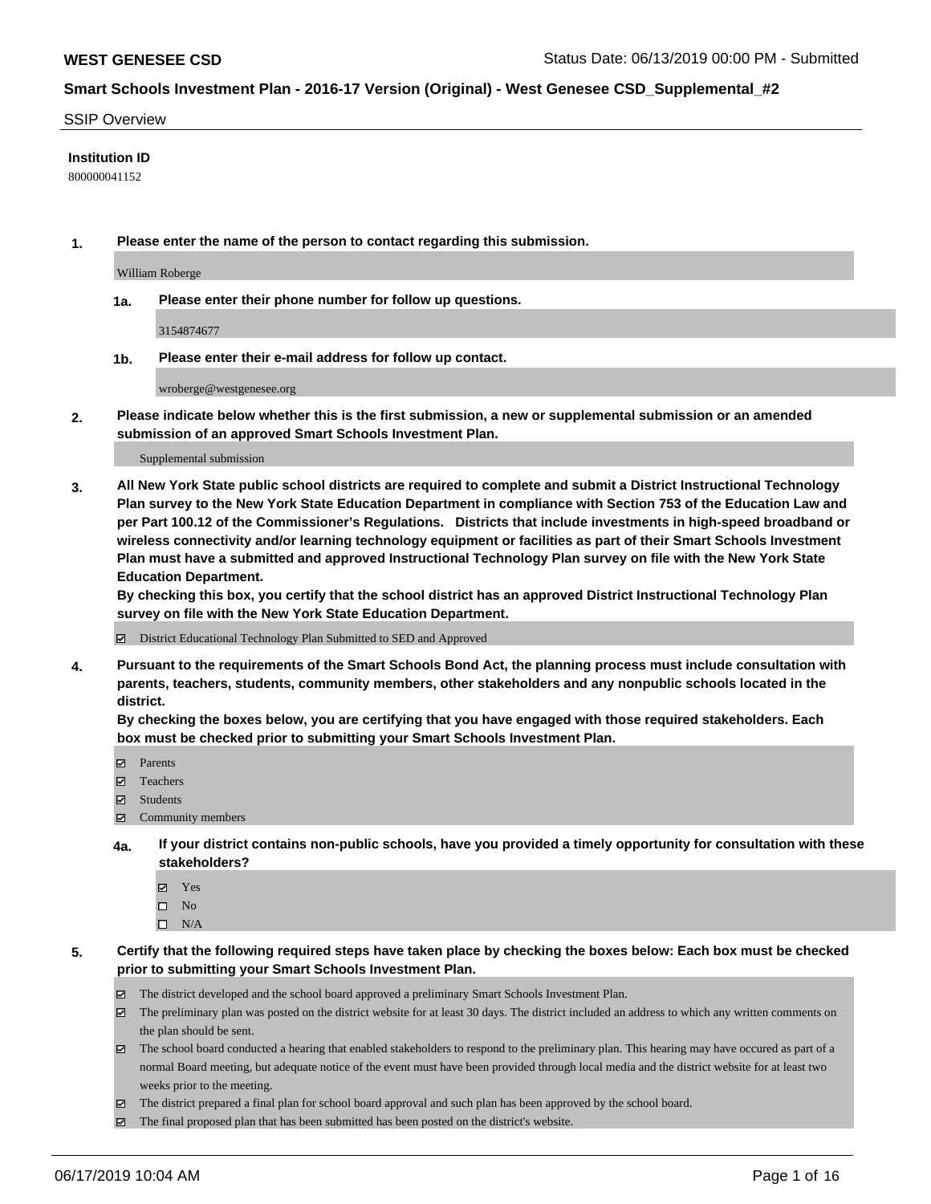**WEST GENESEE CSD** Status Date: 06/13/2019 00:00 PM - Submitted

## Smart Schools Investment Plan - 2016-17 Version (Original) - West Genesee CSD_Supplemental_#2

SSIP Overview

**Institution ID**

800000041152

**1. Please enter the name of the person to contact regarding this submission.**

William Roberge

**1a. Please enter their phone number for follow up questions.**

3154874677

**1b. Please enter their e-mail address for follow up contact.**

wroberge@westgenesee.org

**2. Please indicate below whether this is the first submission, a new or supplemental submission or an amended submission of an approved Smart Schools Investment Plan.**

Supplemental submission

**3. All New York State public school districts are required to complete and submit a District Instructional Technology Plan survey to the New York State Education Department in compliance with Section 753 of the Education Law and per Part 100.12 of the Commissioner's Regulations. Districts that include investments in high-speed broadband or wireless connectivity and/or learning technology equipment or facilities as part of their Smart Schools Investment Plan must have a submitted and approved Instructional Technology Plan survey on file with the New York State Education Department.**
**By checking this box, you certify that the school district has an approved District Instructional Technology Plan survey on file with the New York State Education Department.**

- [x] District Educational Technology Plan Submitted to SED and Approved

**4. Pursuant to the requirements of the Smart Schools Bond Act, the planning process must include consultation with parents, teachers, students, community members, other stakeholders and any nonpublic schools located in the district.**
**By checking the boxes below, you are certifying that you have engaged with those required stakeholders. Each box must be checked prior to submitting your Smart Schools Investment Plan.**

- [x] Parents
- [x] Teachers
- [x] Students
- [x] Community members

**4a. If your district contains non-public schools, have you provided a timely opportunity for consultation with these stakeholders?**

- [x] Yes
- [ ] No
- [ ] N/A

**5. Certify that the following required steps have taken place by checking the boxes below: Each box must be checked prior to submitting your Smart Schools Investment Plan.**

- [x] The district developed and the school board approved a preliminary Smart Schools Investment Plan.
- [x] The preliminary plan was posted on the district website for at least 30 days. The district included an address to which any written comments on the plan should be sent.
- [x] The school board conducted a hearing that enabled stakeholders to respond to the preliminary plan. This hearing may have occured as part of a normal Board meeting, but adequate notice of the event must have been provided through local media and the district website for at least two weeks prior to the meeting.
- [x] The district prepared a final plan for school board approval and such plan has been approved by the school board.
- [x] The final proposed plan that has been submitted has been posted on the district's website.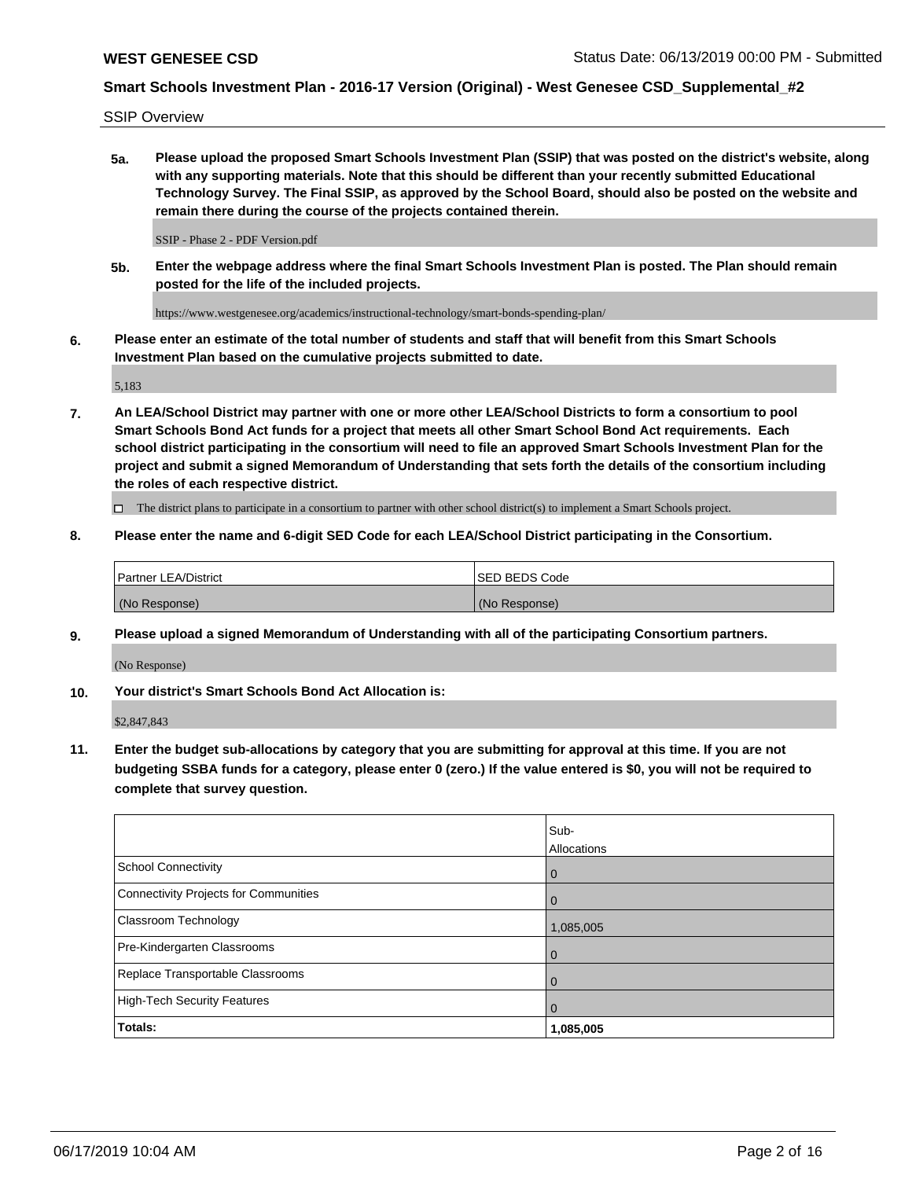**WEST GENESEE CSD** Status Date: 06/13/2019 00:00 PM - Submitted

**Smart Schools Investment Plan - 2016-17 Version (Original) - West Genesee CSD_Supplemental_#2**

SSIP Overview

**5a. Please upload the proposed Smart Schools Investment Plan (SSIP) that was posted on the district's website, along with any supporting materials. Note that this should be different than your recently submitted Educational Technology Survey. The Final SSIP, as approved by the School Board, should also be posted on the website and remain there during the course of the projects contained therein.**

SSIP - Phase 2 - PDF Version.pdf

**5b. Enter the webpage address where the final Smart Schools Investment Plan is posted. The Plan should remain posted for the life of the included projects.**

https://www.westgenesee.org/academics/instructional-technology/smart-bonds-spending-plan/

**6. Please enter an estimate of the total number of students and staff that will benefit from this Smart Schools Investment Plan based on the cumulative projects submitted to date.**

5,183

**7. An LEA/School District may partner with one or more other LEA/School Districts to form a consortium to pool Smart Schools Bond Act funds for a project that meets all other Smart School Bond Act requirements. Each school district participating in the consortium will need to file an approved Smart Schools Investment Plan for the project and submit a signed Memorandum of Understanding that sets forth the details of the consortium including the roles of each respective district.**

☐ The district plans to participate in a consortium to partner with other school district(s) to implement a Smart Schools project.

**8. Please enter the name and 6-digit SED Code for each LEA/School District participating in the Consortium.**

| Partner LEA/District | SED BEDS Code |
|---|---|
| (No Response) | (No Response) |

**9. Please upload a signed Memorandum of Understanding with all of the participating Consortium partners.**

(No Response)

**10. Your district's Smart Schools Bond Act Allocation is:**

$2,847,843

**11. Enter the budget sub-allocations by category that you are submitting for approval at this time. If you are not budgeting SSBA funds for a category, please enter 0 (zero.) If the value entered is $0, you will not be required to complete that survey question.**

| | Sub-Allocations |
|---|---|
| School Connectivity | 0 |
| Connectivity Projects for Communities | 0 |
| Classroom Technology | 1,085,005 |
| Pre-Kindergarten Classrooms | 0 |
| Replace Transportable Classrooms | 0 |
| High-Tech Security Features | 0 |
| **Totals:** | **1,085,005** |

06/17/2019 10:04 AM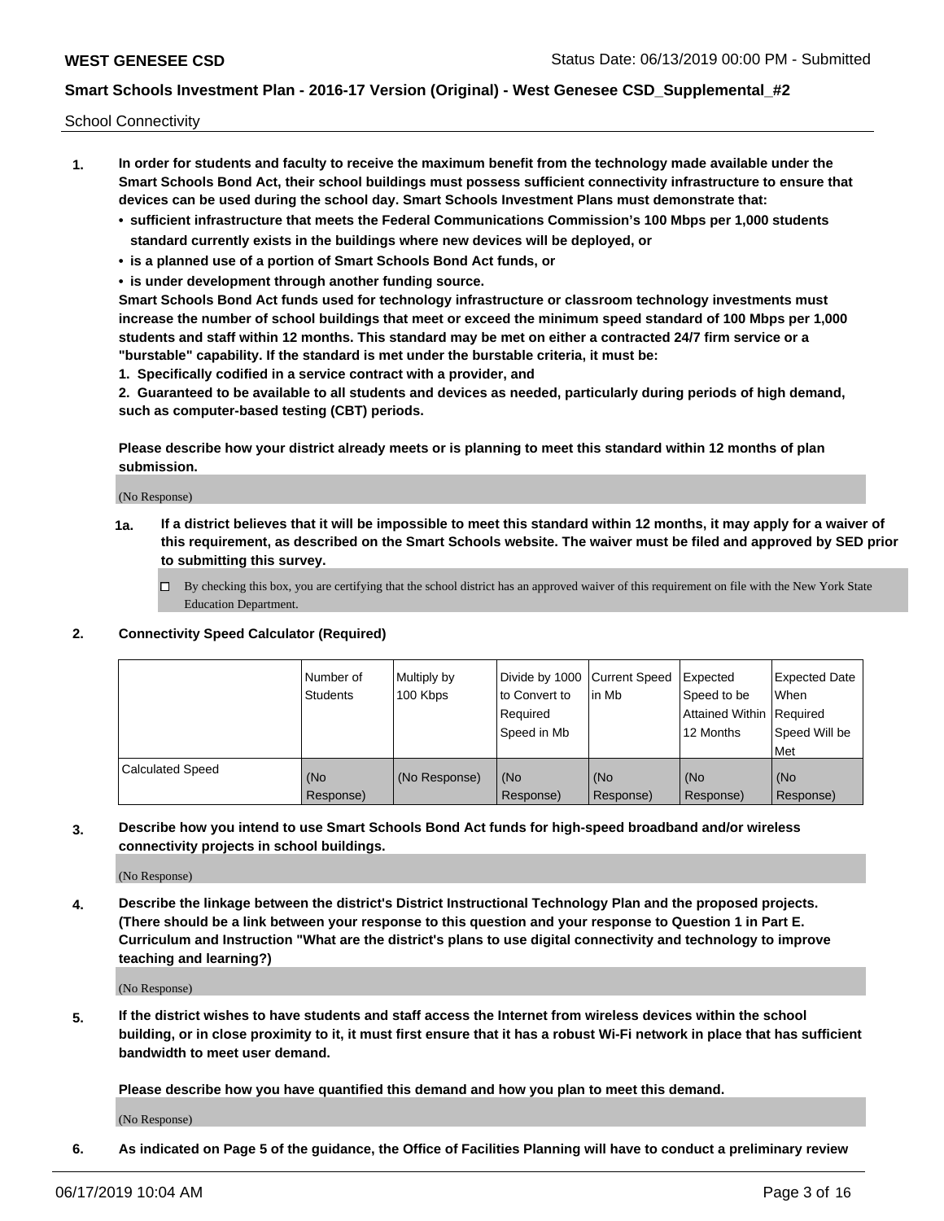School Connectivity

1. **In order for students and faculty to receive the maximum benefit from the technology made available under the Smart Schools Bond Act, their school buildings must possess sufficient connectivity infrastructure to ensure that devices can be used during the school day. Smart Schools Investment Plans must demonstrate that:**
   - **sufficient infrastructure that meets the Federal Communications Commission's 100 Mbps per 1,000 students standard currently exists in the buildings where new devices will be deployed, or**
   - **is a planned use of a portion of Smart Schools Bond Act funds, or**
   - **is under development through another funding source.**

   **Smart Schools Bond Act funds used for technology infrastructure or classroom technology investments must increase the number of school buildings that meet or exceed the minimum speed standard of 100 Mbps per 1,000 students and staff within 12 months. This standard may be met on either a contracted 24/7 firm service or a "burstable" capability. If the standard is met under the burstable criteria, it must be:**

   **1. Specifically codified in a service contract with a provider, and**

   **2. Guaranteed to be available to all students and devices as needed, particularly during periods of high demand, such as computer-based testing (CBT) periods.**

   **Please describe how your district already meets or is planning to meet this standard within 12 months of plan submission.**

   (No Response)

   **1a. If a district believes that it will be impossible to meet this standard within 12 months, it may apply for a waiver of this requirement, as described on the Smart Schools website. The waiver must be filed and approved by SED prior to submitting this survey.**

   ☐ By checking this box, you are certifying that the school district has an approved waiver of this requirement on file with the New York State Education Department.

2. **Connectivity Speed Calculator (Required)**

| | Number of Students | Multiply by 100 Kbps | Divide by 1000 to Convert to Required Speed in Mb | Current Speed in Mb | Expected Speed to be Attained Within 12 Months | Expected Date When Required Speed Will be Met |
|---|---|---|---|---|---|---|
| Calculated Speed | (No Response) | (No Response) | (No Response) | (No Response) | (No Response) | (No Response) |

3. **Describe how you intend to use Smart Schools Bond Act funds for high-speed broadband and/or wireless connectivity projects in school buildings.**

   (No Response)

4. **Describe the linkage between the district's District Instructional Technology Plan and the proposed projects. (There should be a link between your response to this question and your response to Question 1 in Part E. Curriculum and Instruction "What are the district's plans to use digital connectivity and technology to improve teaching and learning?)**

   (No Response)

5. **If the district wishes to have students and staff access the Internet from wireless devices within the school building, or in close proximity to it, it must first ensure that it has a robust Wi-Fi network in place that has sufficient bandwidth to meet user demand.**

   **Please describe how you have quantified this demand and how you plan to meet this demand.**

   (No Response)

6. **As indicated on Page 5 of the guidance, the Office of Facilities Planning will have to conduct a preliminary review**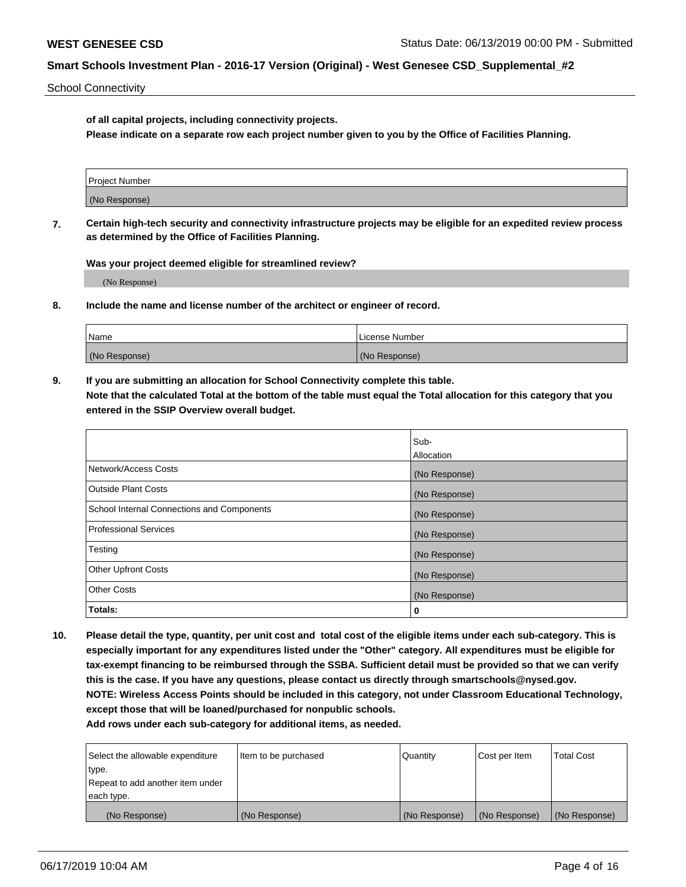**of all capital projects, including connectivity projects.**

**Please indicate on a separate row each project number given to you by the Office of Facilities Planning.**

| Project Number |
|---|
| (No Response) |

**7. Certain high-tech security and connectivity infrastructure projects may be eligible for an expedited review process as determined by the Office of Facilities Planning.**

**Was your project deemed eligible for streamlined review?**

(No Response)

**8. Include the name and license number of the architect or engineer of record.**

| Name | License Number |
|---|---|
| (No Response) | (No Response) |

**9. If you are submitting an allocation for School Connectivity complete this table.**

**Note that the calculated Total at the bottom of the table must equal the Total allocation for this category that you entered in the SSIP Overview overall budget.**

| | Sub-Allocation |
|---|---|
| Network/Access Costs | (No Response) |
| Outside Plant Costs | (No Response) |
| School Internal Connections and Components | (No Response) |
| Professional Services | (No Response) |
| Testing | (No Response) |
| Other Upfront Costs | (No Response) |
| Other Costs | (No Response) |
| **Totals:** | **0** |

**10. Please detail the type, quantity, per unit cost and total cost of the eligible items under each sub-category. This is especially important for any expenditures listed under the "Other" category. All expenditures must be eligible for tax-exempt financing to be reimbursed through the SSBA. Sufficient detail must be provided so that we can verify this is the case. If you have any questions, please contact us directly through smartschools@nysed.gov.**

**NOTE: Wireless Access Points should be included in this category, not under Classroom Educational Technology, except those that will be loaned/purchased for nonpublic schools.**

**Add rows under each sub-category for additional items, as needed.**

| Select the allowable expenditure type. Repeat to add another item under each type. | Item to be purchased | Quantity | Cost per Item | Total Cost |
|---|---|---|---|---|
| (No Response) | (No Response) | (No Response) | (No Response) | (No Response) |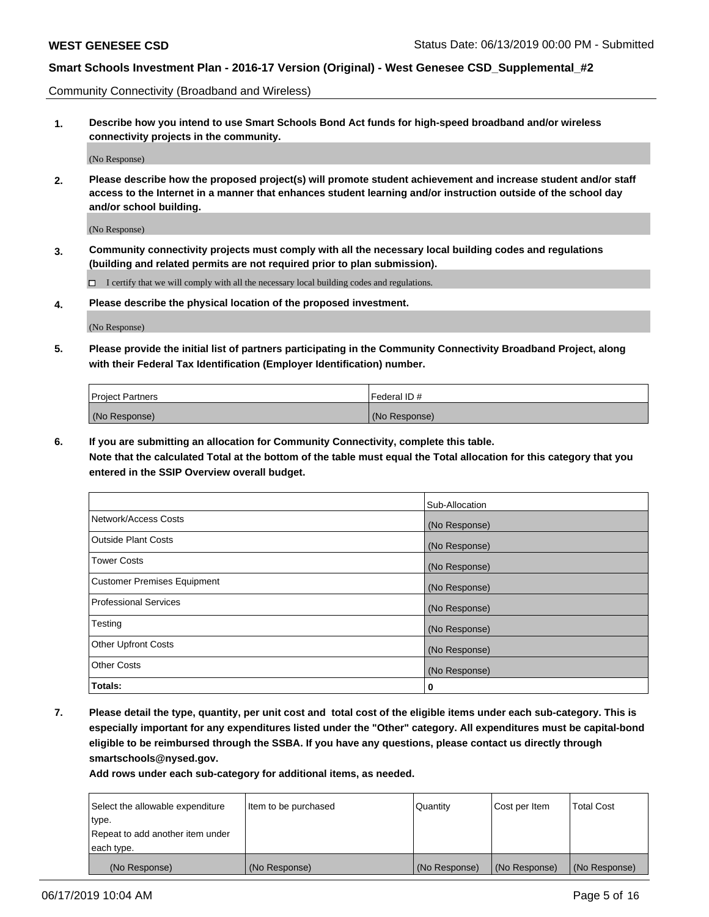Community Connectivity (Broadband and Wireless)

**1. Describe how you intend to use Smart Schools Bond Act funds for high-speed broadband and/or wireless connectivity projects in the community.**

(No Response)

**2. Please describe how the proposed project(s) will promote student achievement and increase student and/or staff access to the Internet in a manner that enhances student learning and/or instruction outside of the school day and/or school building.**

(No Response)

**3. Community connectivity projects must comply with all the necessary local building codes and regulations (building and related permits are not required prior to plan submission).**

☐ I certify that we will comply with all the necessary local building codes and regulations.

**4. Please describe the physical location of the proposed investment.**

(No Response)

**5. Please provide the initial list of partners participating in the Community Connectivity Broadband Project, along with their Federal Tax Identification (Employer Identification) number.**

| Project Partners | Federal ID # |
|---|---|
| (No Response) | (No Response) |

**6. If you are submitting an allocation for Community Connectivity, complete this table. Note that the calculated Total at the bottom of the table must equal the Total allocation for this category that you entered in the SSIP Overview overall budget.**

| | Sub-Allocation |
|---|---|
| Network/Access Costs | (No Response) |
| Outside Plant Costs | (No Response) |
| Tower Costs | (No Response) |
| Customer Premises Equipment | (No Response) |
| Professional Services | (No Response) |
| Testing | (No Response) |
| Other Upfront Costs | (No Response) |
| Other Costs | (No Response) |
| **Totals:** | **0** |

**7. Please detail the type, quantity, per unit cost and total cost of the eligible items under each sub-category. This is especially important for any expenditures listed under the "Other" category. All expenditures must be capital-bond eligible to be reimbursed through the SSBA. If you have any questions, please contact us directly through smartschools@nysed.gov.**

**Add rows under each sub-category for additional items, as needed.**

| Select the allowable expenditure type. Repeat to add another item under each type. | Item to be purchased | Quantity | Cost per Item | Total Cost |
|---|---|---|---|---|
| (No Response) | (No Response) | (No Response) | (No Response) | (No Response) |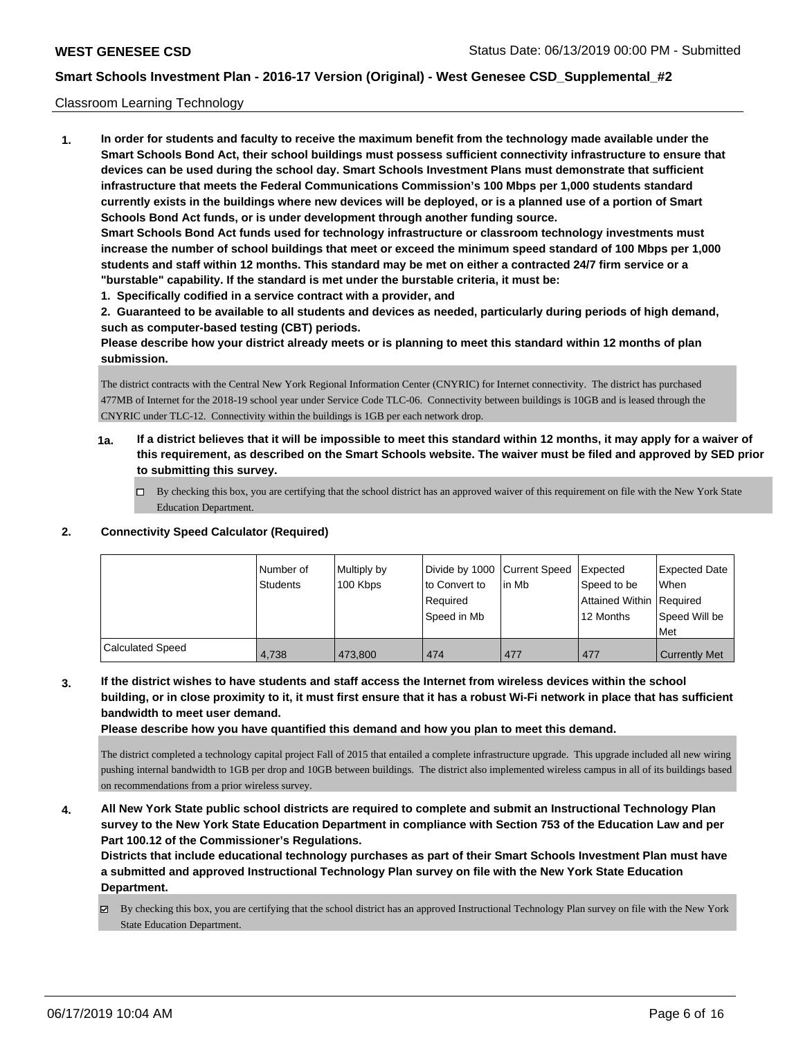Classroom Learning Technology

**1. In order for students and faculty to receive the maximum benefit from the technology made available under the Smart Schools Bond Act, their school buildings must possess sufficient connectivity infrastructure to ensure that devices can be used during the school day. Smart Schools Investment Plans must demonstrate that sufficient infrastructure that meets the Federal Communications Commission's 100 Mbps per 1,000 students standard currently exists in the buildings where new devices will be deployed, or is a planned use of a portion of Smart Schools Bond Act funds, or is under development through another funding source.**

**Smart Schools Bond Act funds used for technology infrastructure or classroom technology investments must increase the number of school buildings that meet or exceed the minimum speed standard of 100 Mbps per 1,000 students and staff within 12 months. This standard may be met on either a contracted 24/7 firm service or a "burstable" capability. If the standard is met under the burstable criteria, it must be:**

**1. Specifically codified in a service contract with a provider, and**

**2. Guaranteed to be available to all students and devices as needed, particularly during periods of high demand, such as computer-based testing (CBT) periods.**

**Please describe how your district already meets or is planning to meet this standard within 12 months of plan submission.**

The district contracts with the Central New York Regional Information Center (CNYRIC) for Internet connectivity. The district has purchased 477MB of Internet for the 2018-19 school year under Service Code TLC-06. Connectivity between buildings is 10GB and is leased through the CNYRIC under TLC-12. Connectivity within the buildings is 1GB per each network drop.

**1a. If a district believes that it will be impossible to meet this standard within 12 months, it may apply for a waiver of this requirement, as described on the Smart Schools website. The waiver must be filed and approved by SED prior to submitting this survey.**

☐ By checking this box, you are certifying that the school district has an approved waiver of this requirement on file with the New York State Education Department.

**2. Connectivity Speed Calculator (Required)**

| | Number of Students | Multiply by 100 Kbps | Divide by 1000 to Convert to Required Speed in Mb | Current Speed in Mb | Expected Speed to be Attained Within 12 Months | Expected Date When Required Speed Will be Met |
|---|---|---|---|---|---|---|
| Calculated Speed | 4,738 | 473,800 | 474 | 477 | 477 | Currently Met |

**3. If the district wishes to have students and staff access the Internet from wireless devices within the school building, or in close proximity to it, it must first ensure that it has a robust Wi-Fi network in place that has sufficient bandwidth to meet user demand.**

**Please describe how you have quantified this demand and how you plan to meet this demand.**

The district completed a technology capital project Fall of 2015 that entailed a complete infrastructure upgrade. This upgrade included all new wiring pushing internal bandwidth to 1GB per drop and 10GB between buildings. The district also implemented wireless campus in all of its buildings based on recommendations from a prior wireless survey.

**4. All New York State public school districts are required to complete and submit an Instructional Technology Plan survey to the New York State Education Department in compliance with Section 753 of the Education Law and per Part 100.12 of the Commissioner's Regulations.**

**Districts that include educational technology purchases as part of their Smart Schools Investment Plan must have a submitted and approved Instructional Technology Plan survey on file with the New York State Education Department.**

☑ By checking this box, you are certifying that the school district has an approved Instructional Technology Plan survey on file with the New York State Education Department.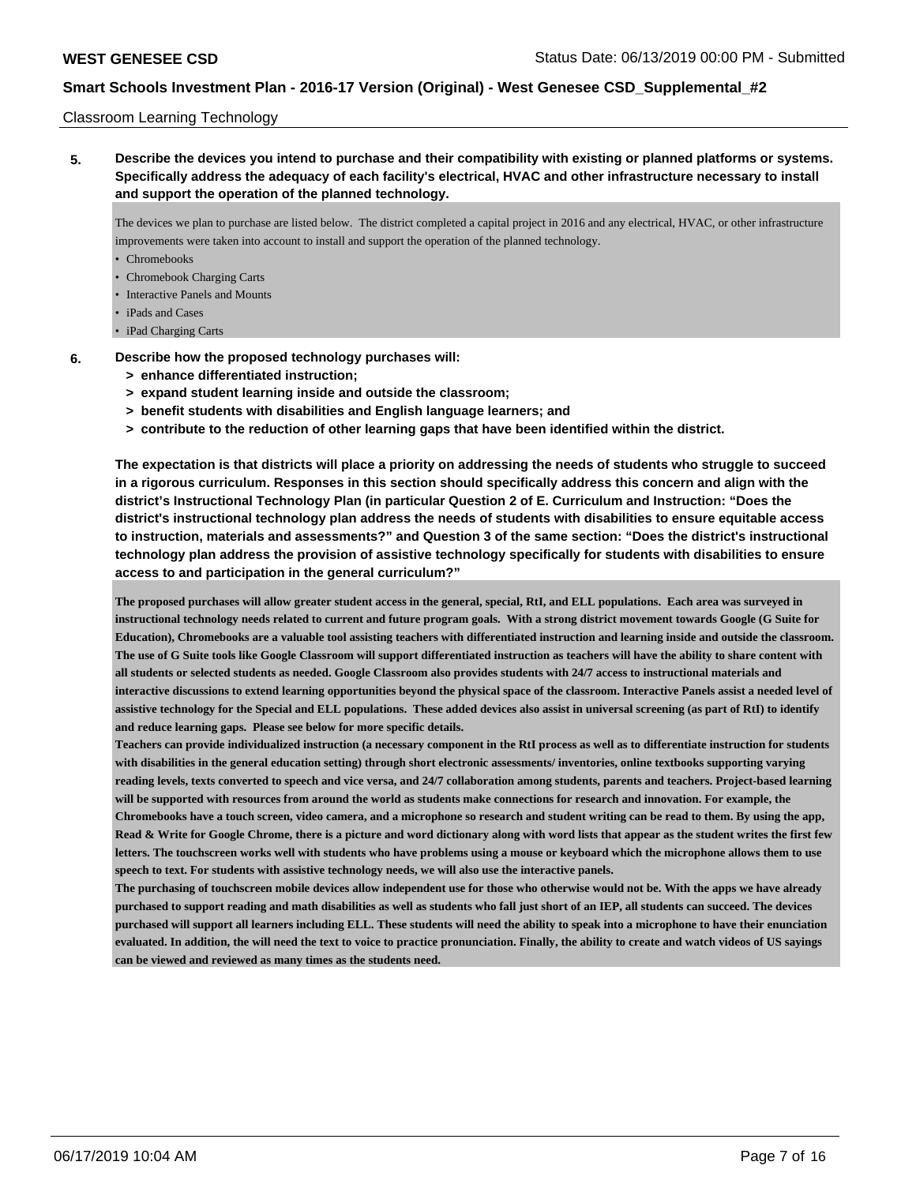Classroom Learning Technology

**5. Describe the devices you intend to purchase and their compatibility with existing or planned platforms or systems. Specifically address the adequacy of each facility's electrical, HVAC and other infrastructure necessary to install and support the operation of the planned technology.**

The devices we plan to purchase are listed below. The district completed a capital project in 2016 and any electrical, HVAC, or other infrastructure improvements were taken into account to install and support the operation of the planned technology.

- Chromebooks
- Chromebook Charging Carts
- Interactive Panels and Mounts
- iPads and Cases
- iPad Charging Carts

**6. Describe how the proposed technology purchases will:**

**> enhance differentiated instruction;**
**> expand student learning inside and outside the classroom;**
**> benefit students with disabilities and English language learners; and**
**> contribute to the reduction of other learning gaps that have been identified within the district.**

**The expectation is that districts will place a priority on addressing the needs of students who struggle to succeed in a rigorous curriculum. Responses in this section should specifically address this concern and align with the district's Instructional Technology Plan (in particular Question 2 of E. Curriculum and Instruction: "Does the district's instructional technology plan address the needs of students with disabilities to ensure equitable access to instruction, materials and assessments?" and Question 3 of the same section: "Does the district's instructional technology plan address the provision of assistive technology specifically for students with disabilities to ensure access to and participation in the general curriculum?"**

**The proposed purchases will allow greater student access in the general, special, RtI, and ELL populations. Each area was surveyed in instructional technology needs related to current and future program goals. With a strong district movement towards Google (G Suite for Education), Chromebooks are a valuable tool assisting teachers with differentiated instruction and learning inside and outside the classroom. The use of G Suite tools like Google Classroom will support differentiated instruction as teachers will have the ability to share content with all students or selected students as needed. Google Classroom also provides students with 24/7 access to instructional materials and interactive discussions to extend learning opportunities beyond the physical space of the classroom. Interactive Panels assist a needed level of assistive technology for the Special and ELL populations. These added devices also assist in universal screening (as part of RtI) to identify and reduce learning gaps. Please see below for more specific details.**

**Teachers can provide individualized instruction (a necessary component in the RtI process as well as to differentiate instruction for students with disabilities in the general education setting) through short electronic assessments/ inventories, online textbooks supporting varying reading levels, texts converted to speech and vice versa, and 24/7 collaboration among students, parents and teachers. Project-based learning will be supported with resources from around the world as students make connections for research and innovation. For example, the Chromebooks have a touch screen, video camera, and a microphone so research and student writing can be read to them. By using the app, Read & Write for Google Chrome, there is a picture and word dictionary along with word lists that appear as the student writes the first few letters. The touchscreen works well with students who have problems using a mouse or keyboard which the microphone allows them to use speech to text. For students with assistive technology needs, we will also use the interactive panels.**

**The purchasing of touchscreen mobile devices allow independent use for those who otherwise would not be. With the apps we have already purchased to support reading and math disabilities as well as students who fall just short of an IEP, all students can succeed. The devices purchased will support all learners including ELL. These students will need the ability to speak into a microphone to have their enunciation evaluated. In addition, the will need the text to voice to practice pronunciation. Finally, the ability to create and watch videos of US sayings can be viewed and reviewed as many times as the students need.**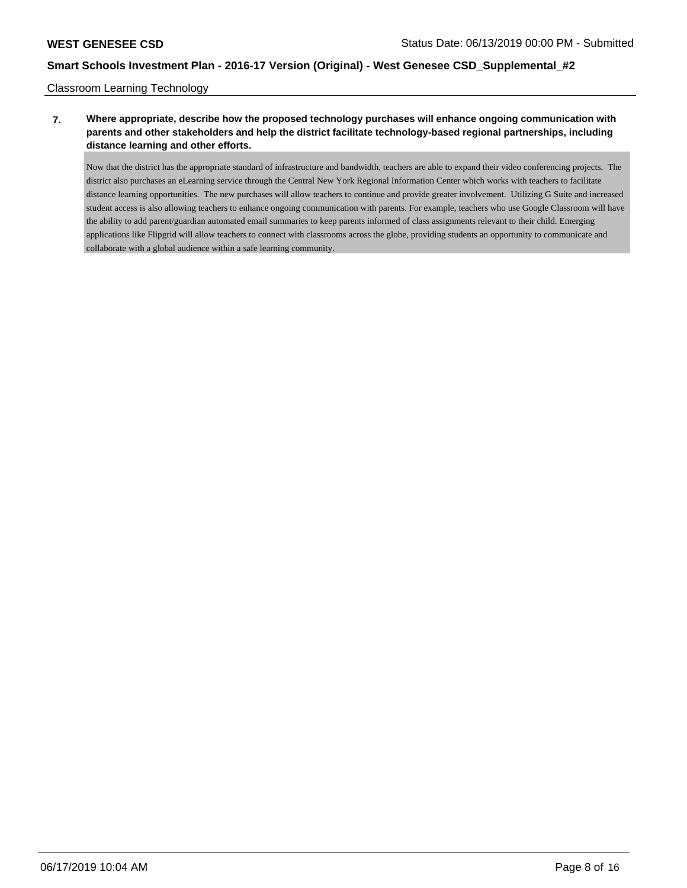Classroom Learning Technology

**7. Where appropriate, describe how the proposed technology purchases will enhance ongoing communication with parents and other stakeholders and help the district facilitate technology-based regional partnerships, including distance learning and other efforts.**

Now that the district has the appropriate standard of infrastructure and bandwidth, teachers are able to expand their video conferencing projects. The district also purchases an eLearning service through the Central New York Regional Information Center which works with teachers to facilitate distance learning opportunities. The new purchases will allow teachers to continue and provide greater involvement. Utilizing G Suite and increased student access is also allowing teachers to enhance ongoing communication with parents. For example, teachers who use Google Classroom will have the ability to add parent/guardian automated email summaries to keep parents informed of class assignments relevant to their child. Emerging applications like Flipgrid will allow teachers to connect with classrooms across the globe, providing students an opportunity to communicate and collaborate with a global audience within a safe learning community.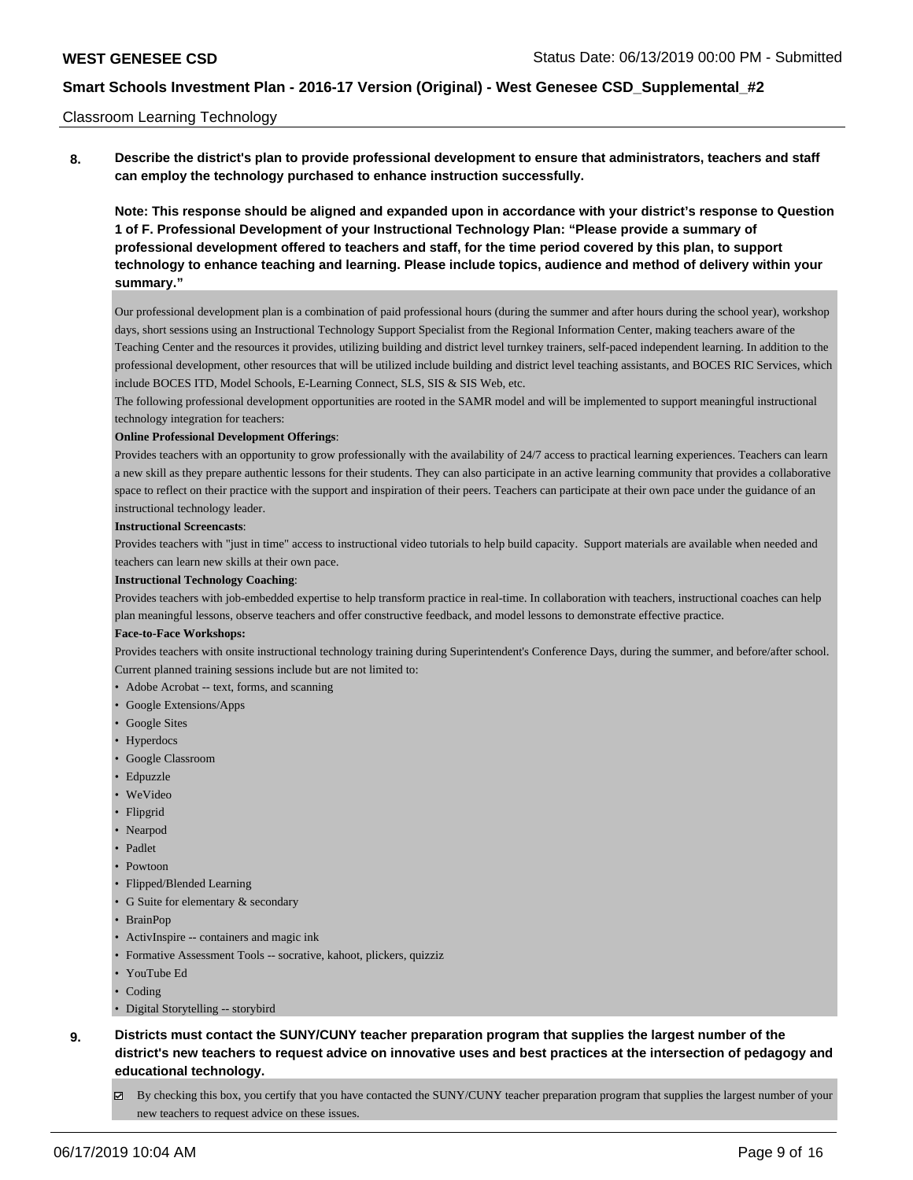Classroom Learning Technology

**8. Describe the district's plan to provide professional development to ensure that administrators, teachers and staff can employ the technology purchased to enhance instruction successfully.**

**Note: This response should be aligned and expanded upon in accordance with your district's response to Question 1 of F. Professional Development of your Instructional Technology Plan: "Please provide a summary of professional development offered to teachers and staff, for the time period covered by this plan, to support technology to enhance teaching and learning. Please include topics, audience and method of delivery within your summary."**

Our professional development plan is a combination of paid professional hours (during the summer and after hours during the school year), workshop days, short sessions using an Instructional Technology Support Specialist from the Regional Information Center, making teachers aware of the Teaching Center and the resources it provides, utilizing building and district level turnkey trainers, self-paced independent learning. In addition to the professional development, other resources that will be utilized include building and district level teaching assistants, and BOCES RIC Services, which include BOCES ITD, Model Schools, E-Learning Connect, SLS, SIS & SIS Web, etc.

The following professional development opportunities are rooted in the SAMR model and will be implemented to support meaningful instructional technology integration for teachers:

**Online Professional Development Offerings**:

Provides teachers with an opportunity to grow professionally with the availability of 24/7 access to practical learning experiences. Teachers can learn a new skill as they prepare authentic lessons for their students. They can also participate in an active learning community that provides a collaborative space to reflect on their practice with the support and inspiration of their peers. Teachers can participate at their own pace under the guidance of an instructional technology leader.

**Instructional Screencasts**:

Provides teachers with "just in time" access to instructional video tutorials to help build capacity. Support materials are available when needed and teachers can learn new skills at their own pace.

**Instructional Technology Coaching**:

Provides teachers with job-embedded expertise to help transform practice in real-time. In collaboration with teachers, instructional coaches can help plan meaningful lessons, observe teachers and offer constructive feedback, and model lessons to demonstrate effective practice.

**Face-to-Face Workshops:**

Provides teachers with onsite instructional technology training during Superintendent's Conference Days, during the summer, and before/after school. Current planned training sessions include but are not limited to:

- Adobe Acrobat -- text, forms, and scanning
- Google Extensions/Apps
- Google Sites
- Hyperdocs
- Google Classroom
- Edpuzzle
- WeVideo
- Flipgrid
- Nearpod
- Padlet
- Powtoon
- Flipped/Blended Learning
- G Suite for elementary & secondary
- BrainPop
- ActivInspire -- containers and magic ink
- Formative Assessment Tools -- socrative, kahoot, plickers, quizziz
- YouTube Ed
- Coding
- Digital Storytelling -- storybird

**9. Districts must contact the SUNY/CUNY teacher preparation program that supplies the largest number of the district's new teachers to request advice on innovative uses and best practices at the intersection of pedagogy and educational technology.**

☑ By checking this box, you certify that you have contacted the SUNY/CUNY teacher preparation program that supplies the largest number of your new teachers to request advice on these issues.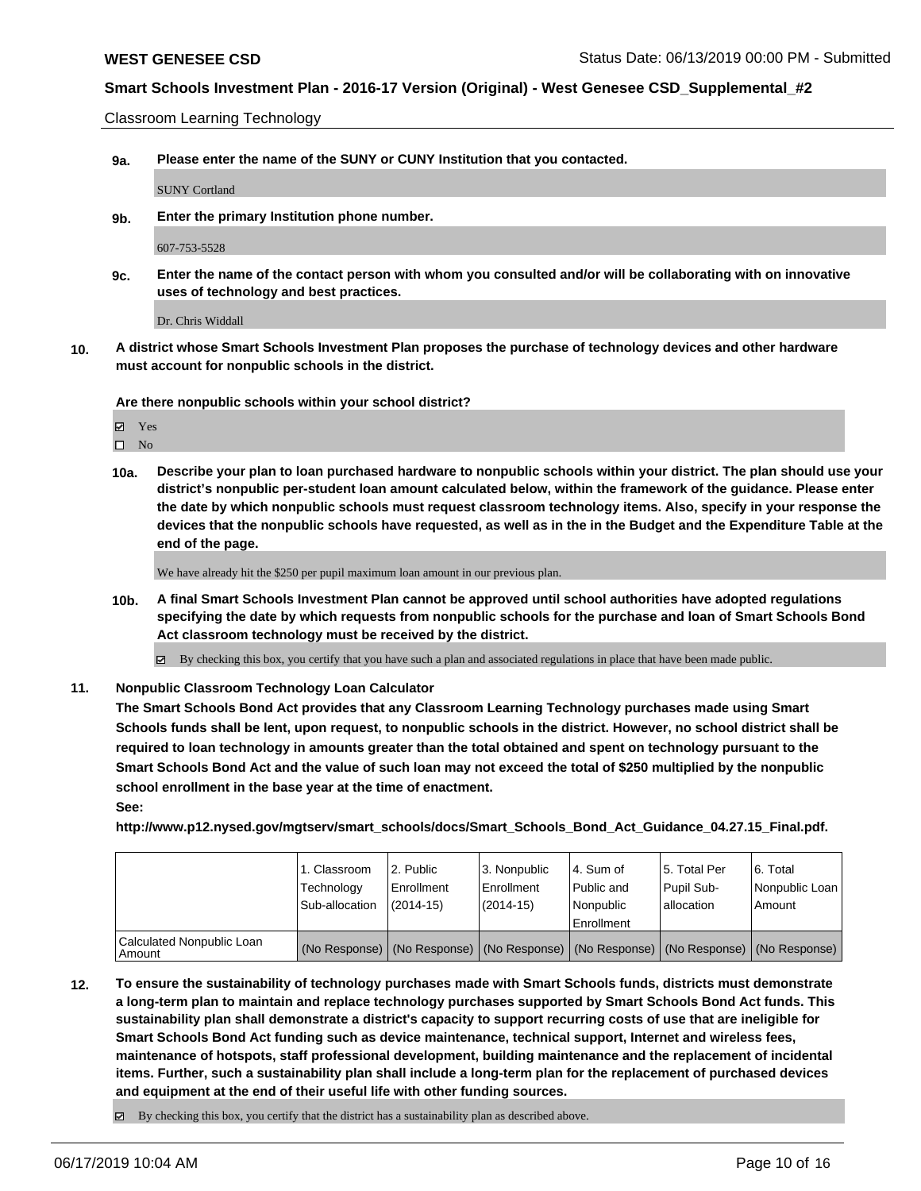Classroom Learning Technology

**9a. Please enter the name of the SUNY or CUNY Institution that you contacted.**

SUNY Cortland

**9b. Enter the primary Institution phone number.**

607-753-5528

**9c. Enter the name of the contact person with whom you consulted and/or will be collaborating with on innovative uses of technology and best practices.**

Dr. Chris Widdall

**10. A district whose Smart Schools Investment Plan proposes the purchase of technology devices and other hardware must account for nonpublic schools in the district.**

**Are there nonpublic schools within your school district?**

☑ Yes
☐ No

**10a. Describe your plan to loan purchased hardware to nonpublic schools within your district. The plan should use your district's nonpublic per-student loan amount calculated below, within the framework of the guidance. Please enter the date by which nonpublic schools must request classroom technology items. Also, specify in your response the devices that the nonpublic schools have requested, as well as in the in the Budget and the Expenditure Table at the end of the page.**

We have already hit the $250 per pupil maximum loan amount in our previous plan.

**10b. A final Smart Schools Investment Plan cannot be approved until school authorities have adopted regulations specifying the date by which requests from nonpublic schools for the purchase and loan of Smart Schools Bond Act classroom technology must be received by the district.**

☑ By checking this box, you certify that you have such a plan and associated regulations in place that have been made public.

**11. Nonpublic Classroom Technology Loan Calculator**

**The Smart Schools Bond Act provides that any Classroom Learning Technology purchases made using Smart Schools funds shall be lent, upon request, to nonpublic schools in the district. However, no school district shall be required to loan technology in amounts greater than the total obtained and spent on technology pursuant to the Smart Schools Bond Act and the value of such loan may not exceed the total of $250 multiplied by the nonpublic school enrollment in the base year at the time of enactment.**

**See:**

**http://www.p12.nysed.gov/mgtserv/smart_schools/docs/Smart_Schools_Bond_Act_Guidance_04.27.15_Final.pdf.**

| | 1. Classroom Technology Sub-allocation | 2. Public Enrollment (2014-15) | 3. Nonpublic Enrollment (2014-15) | 4. Sum of Public and Nonpublic Enrollment | 5. Total Per Pupil Sub-allocation | 6. Total Nonpublic Loan Amount |
|---|---|---|---|---|---|---|
| Calculated Nonpublic Loan Amount | (No Response) | (No Response) | (No Response) | (No Response) | (No Response) | (No Response) |

**12. To ensure the sustainability of technology purchases made with Smart Schools funds, districts must demonstrate a long-term plan to maintain and replace technology purchases supported by Smart Schools Bond Act funds. This sustainability plan shall demonstrate a district's capacity to support recurring costs of use that are ineligible for Smart Schools Bond Act funding such as device maintenance, technical support, Internet and wireless fees, maintenance of hotspots, staff professional development, building maintenance and the replacement of incidental items. Further, such a sustainability plan shall include a long-term plan for the replacement of purchased devices and equipment at the end of their useful life with other funding sources.**

☑ By checking this box, you certify that the district has a sustainability plan as described above.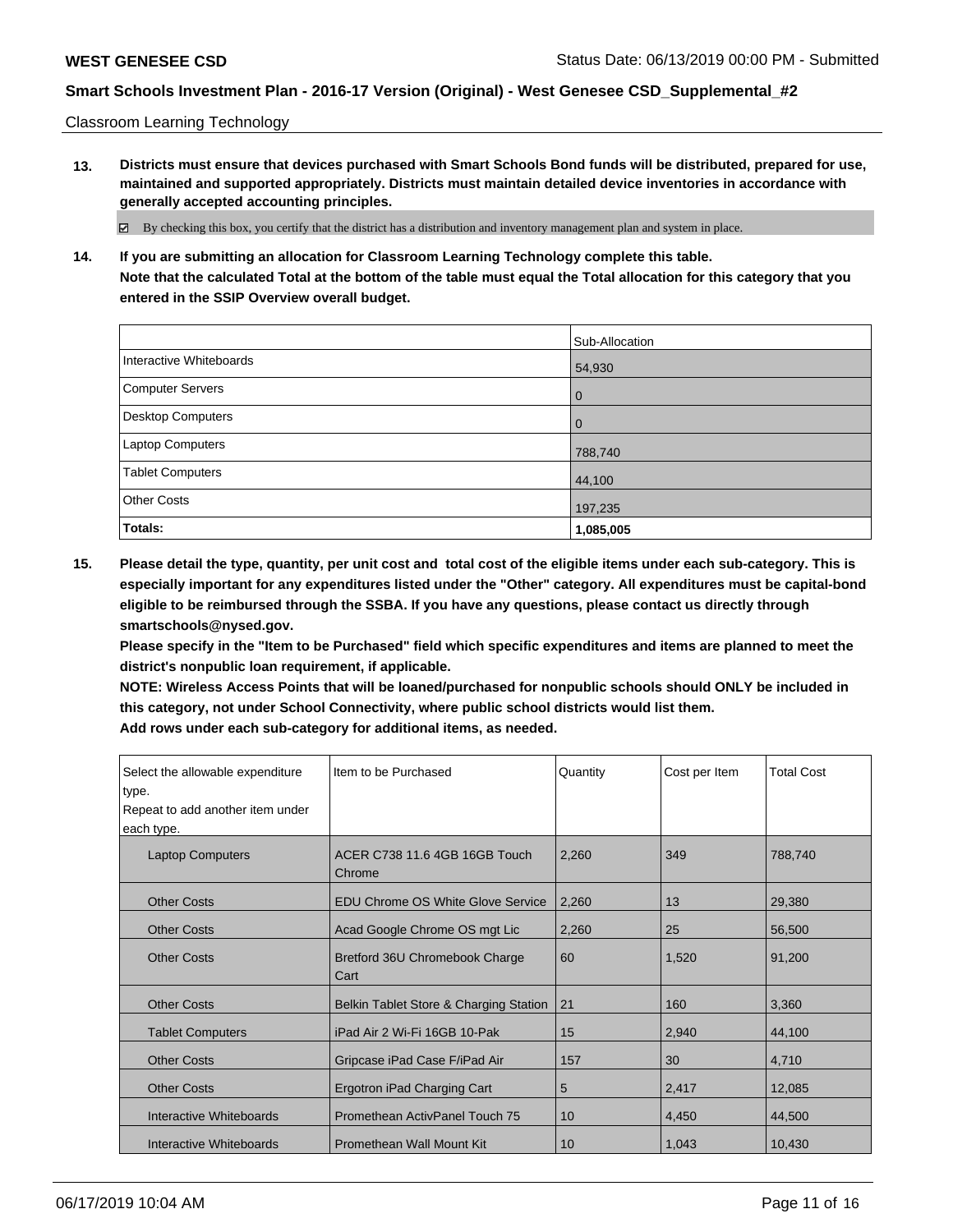Classroom Learning Technology

**13. Districts must ensure that devices purchased with Smart Schools Bond funds will be distributed, prepared for use, maintained and supported appropriately. Districts must maintain detailed device inventories in accordance with generally accepted accounting principles.**

☑ By checking this box, you certify that the district has a distribution and inventory management plan and system in place.

**14. If you are submitting an allocation for Classroom Learning Technology complete this table. Note that the calculated Total at the bottom of the table must equal the Total allocation for this category that you entered in the SSIP Overview overall budget.**

| | Sub-Allocation |
|---|---|
| Interactive Whiteboards | 54,930 |
| Computer Servers | 0 |
| Desktop Computers | 0 |
| Laptop Computers | 788,740 |
| Tablet Computers | 44,100 |
| Other Costs | 197,235 |
| **Totals:** | **1,085,005** |

**15. Please detail the type, quantity, per unit cost and total cost of the eligible items under each sub-category. This is especially important for any expenditures listed under the "Other" category. All expenditures must be capital-bond eligible to be reimbursed through the SSBA. If you have any questions, please contact us directly through smartschools@nysed.gov.**

**Please specify in the "Item to be Purchased" field which specific expenditures and items are planned to meet the district's nonpublic loan requirement, if applicable.**

**NOTE: Wireless Access Points that will be loaned/purchased for nonpublic schools should ONLY be included in this category, not under School Connectivity, where public school districts would list them.**

**Add rows under each sub-category for additional items, as needed.**

| Select the allowable expenditure type. Repeat to add another item under each type. | Item to be Purchased | Quantity | Cost per Item | Total Cost |
|---|---|---|---|---|
| Laptop Computers | ACER C738 11.6 4GB 16GB Touch Chrome | 2,260 | 349 | 788,740 |
| Other Costs | EDU Chrome OS White Glove Service | 2,260 | 13 | 29,380 |
| Other Costs | Acad Google Chrome OS mgt Lic | 2,260 | 25 | 56,500 |
| Other Costs | Bretford 36U Chromebook Charge Cart | 60 | 1,520 | 91,200 |
| Other Costs | Belkin Tablet Store & Charging Station | 21 | 160 | 3,360 |
| Tablet Computers | iPad Air 2 Wi-Fi 16GB 10-Pak | 15 | 2,940 | 44,100 |
| Other Costs | Gripcase iPad Case F/iPad Air | 157 | 30 | 4,710 |
| Other Costs | Ergotron iPad Charging Cart | 5 | 2,417 | 12,085 |
| Interactive Whiteboards | Promethean ActivPanel Touch 75 | 10 | 4,450 | 44,500 |
| Interactive Whiteboards | Promethean Wall Mount Kit | 10 | 1,043 | 10,430 |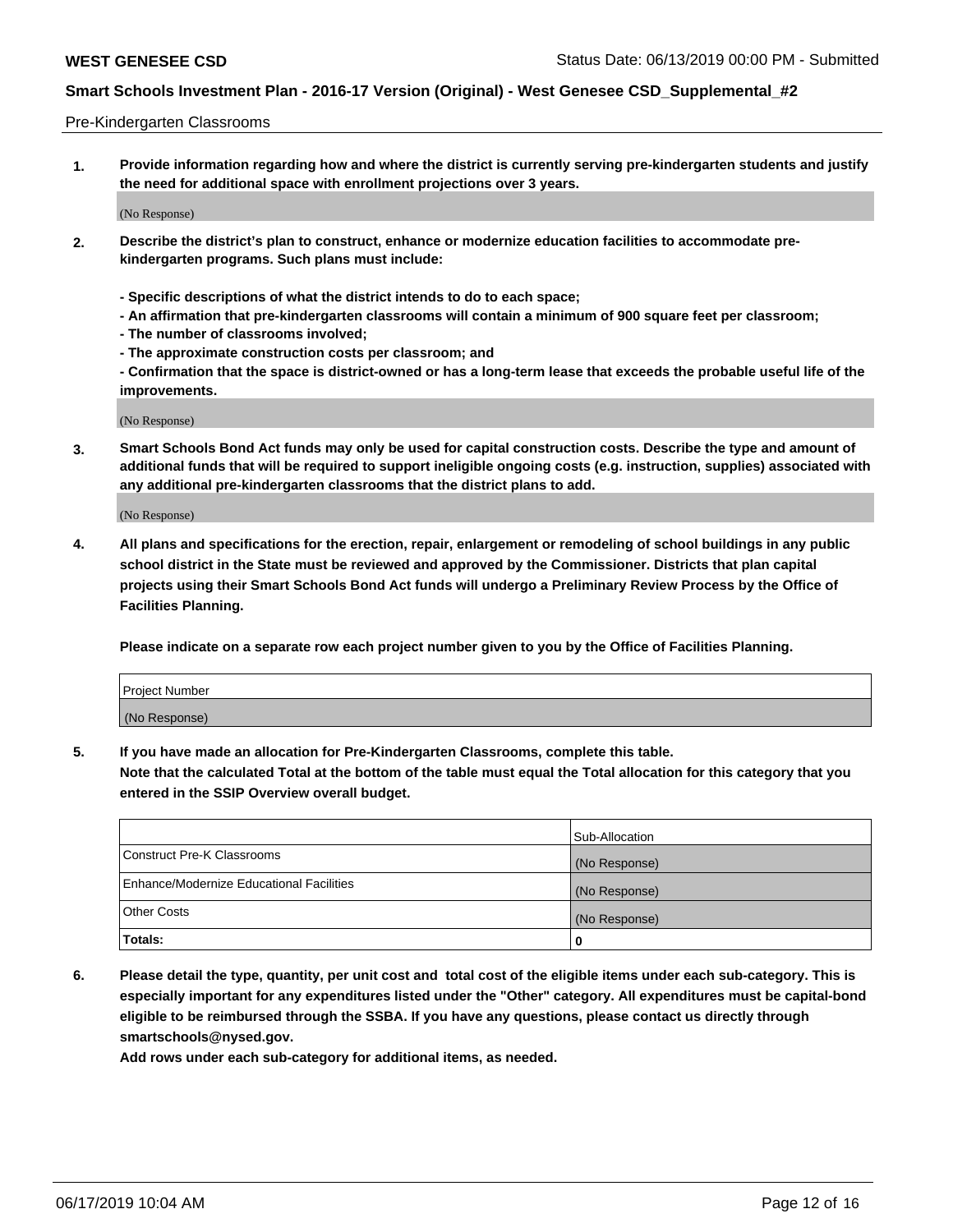Pre-Kindergarten Classrooms

1. **Provide information regarding how and where the district is currently serving pre-kindergarten students and justify the need for additional space with enrollment projections over 3 years.**

(No Response)

2. **Describe the district's plan to construct, enhance or modernize education facilities to accommodate pre-kindergarten programs. Such plans must include:**

   **- Specific descriptions of what the district intends to do to each space;**
   **- An affirmation that pre-kindergarten classrooms will contain a minimum of 900 square feet per classroom;**
   **- The number of classrooms involved;**
   **- The approximate construction costs per classroom; and**
   **- Confirmation that the space is district-owned or has a long-term lease that exceeds the probable useful life of the improvements.**

(No Response)

3. **Smart Schools Bond Act funds may only be used for capital construction costs. Describe the type and amount of additional funds that will be required to support ineligible ongoing costs (e.g. instruction, supplies) associated with any additional pre-kindergarten classrooms that the district plans to add.**

(No Response)

4. **All plans and specifications for the erection, repair, enlargement or remodeling of school buildings in any public school district in the State must be reviewed and approved by the Commissioner. Districts that plan capital projects using their Smart Schools Bond Act funds will undergo a Preliminary Review Process by the Office of Facilities Planning.**

   **Please indicate on a separate row each project number given to you by the Office of Facilities Planning.**

| Project Number |
|---|
| (No Response) |

5. **If you have made an allocation for Pre-Kindergarten Classrooms, complete this table.**
   **Note that the calculated Total at the bottom of the table must equal the Total allocation for this category that you entered in the SSIP Overview overall budget.**

| | Sub-Allocation |
|---|---|
| Construct Pre-K Classrooms | (No Response) |
| Enhance/Modernize Educational Facilities | (No Response) |
| Other Costs | (No Response) |
| **Totals:** | **0** |

6. **Please detail the type, quantity, per unit cost and total cost of the eligible items under each sub-category. This is especially important for any expenditures listed under the "Other" category. All expenditures must be capital-bond eligible to be reimbursed through the SSBA. If you have any questions, please contact us directly through smartschools@nysed.gov.**
   **Add rows under each sub-category for additional items, as needed.**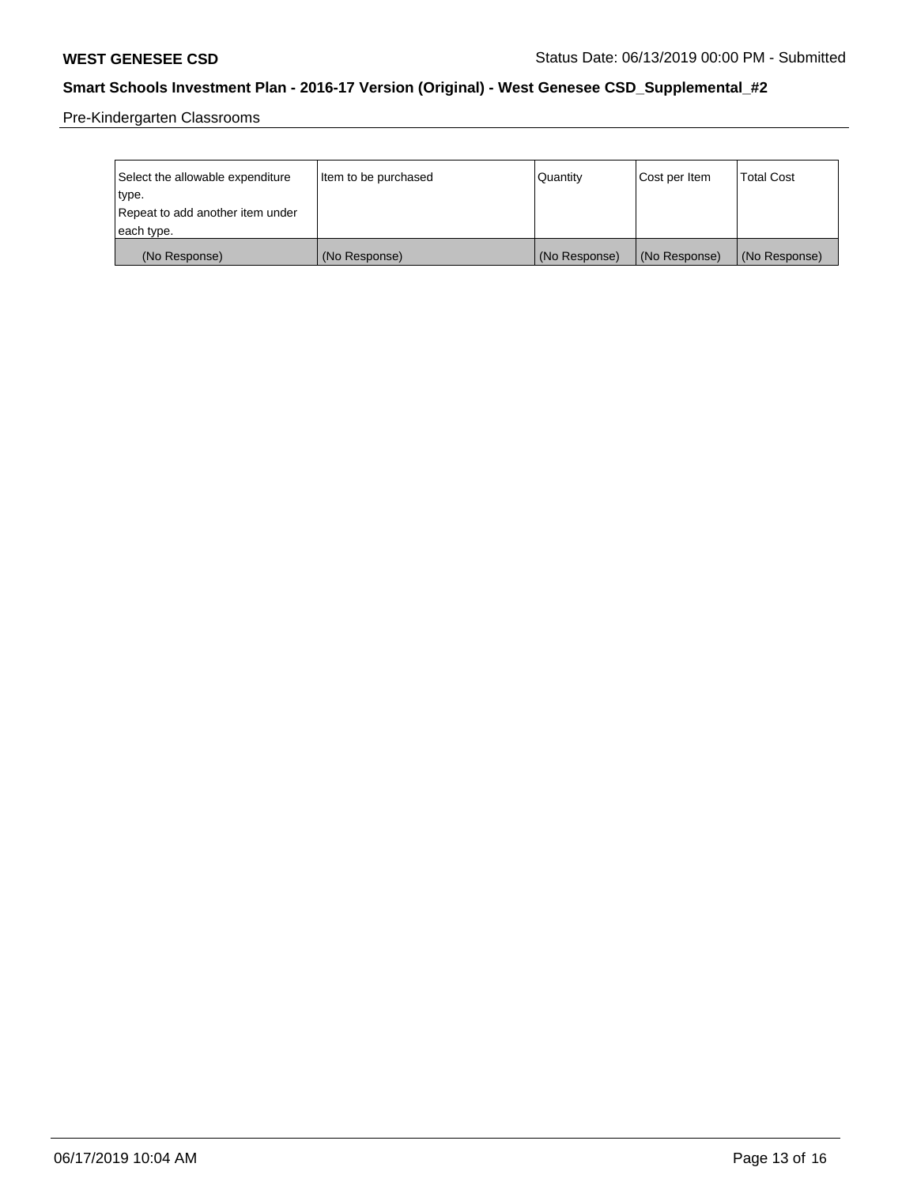Pre-Kindergarten Classrooms

| Select the allowable expenditure type. Repeat to add another item under each type. | Item to be purchased | Quantity | Cost per Item | Total Cost |
|---|---|---|---|---|
| (No Response) | (No Response) | (No Response) | (No Response) | (No Response) |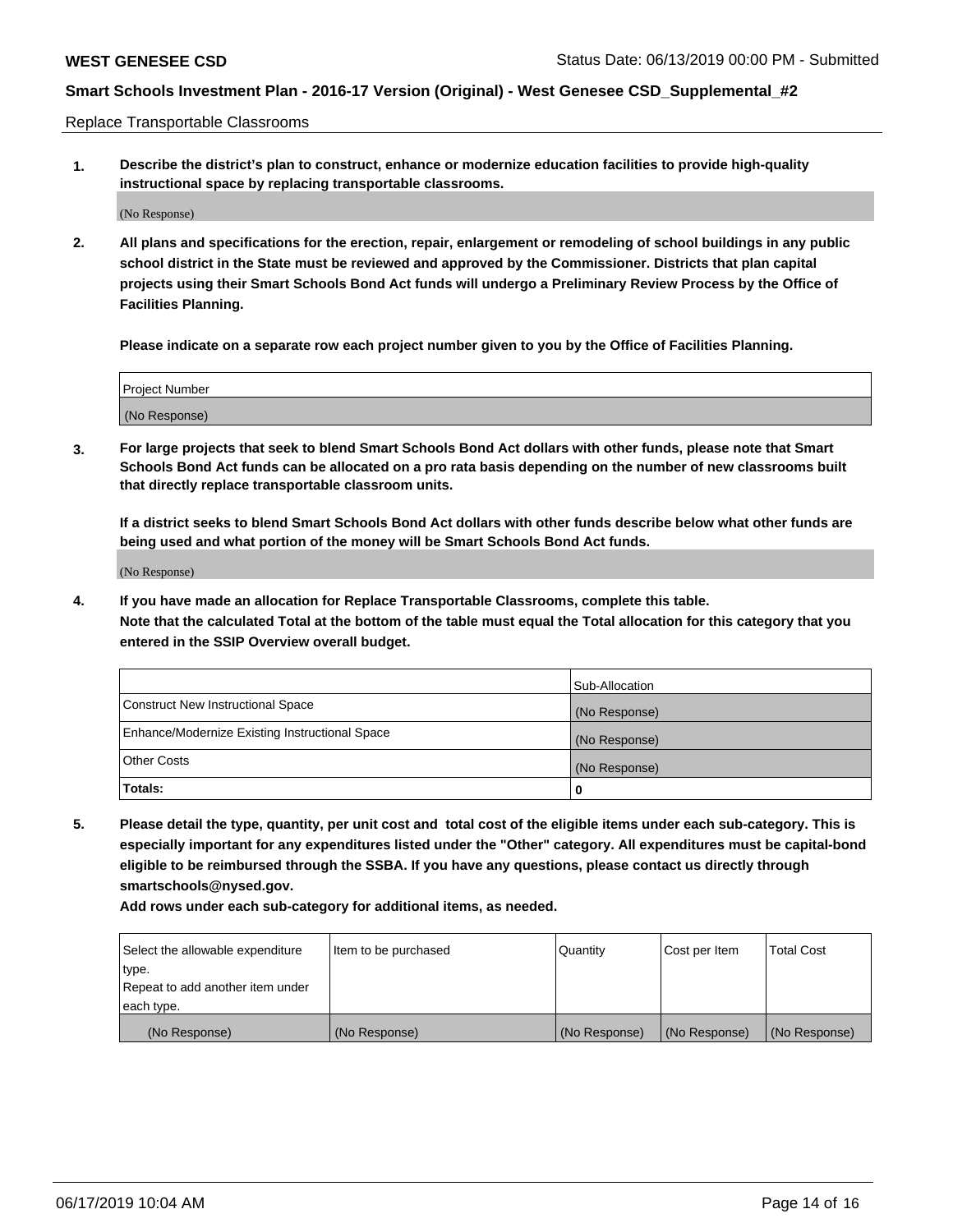Replace Transportable Classrooms

1. **Describe the district's plan to construct, enhance or modernize education facilities to provide high-quality instructional space by replacing transportable classrooms.**

(No Response)

2. **All plans and specifications for the erection, repair, enlargement or remodeling of school buildings in any public school district in the State must be reviewed and approved by the Commissioner. Districts that plan capital projects using their Smart Schools Bond Act funds will undergo a Preliminary Review Process by the Office of Facilities Planning.**

   **Please indicate on a separate row each project number given to you by the Office of Facilities Planning.**

| Project Number |
|---|
| (No Response) |

3. **For large projects that seek to blend Smart Schools Bond Act dollars with other funds, please note that Smart Schools Bond Act funds can be allocated on a pro rata basis depending on the number of new classrooms built that directly replace transportable classroom units.**

   **If a district seeks to blend Smart Schools Bond Act dollars with other funds describe below what other funds are being used and what portion of the money will be Smart Schools Bond Act funds.**

(No Response)

4. **If you have made an allocation for Replace Transportable Classrooms, complete this table. Note that the calculated Total at the bottom of the table must equal the Total allocation for this category that you entered in the SSIP Overview overall budget.**

| | Sub-Allocation |
|---|---|
| Construct New Instructional Space | (No Response) |
| Enhance/Modernize Existing Instructional Space | (No Response) |
| Other Costs | (No Response) |
| **Totals:** | **0** |

5. **Please detail the type, quantity, per unit cost and total cost of the eligible items under each sub-category. This is especially important for any expenditures listed under the "Other" category. All expenditures must be capital-bond eligible to be reimbursed through the SSBA. If you have any questions, please contact us directly through smartschools@nysed.gov.**

   **Add rows under each sub-category for additional items, as needed.**

| Select the allowable expenditure type. Repeat to add another item under each type. | Item to be purchased | Quantity | Cost per Item | Total Cost |
|---|---|---|---|---|
| (No Response) | (No Response) | (No Response) | (No Response) | (No Response) |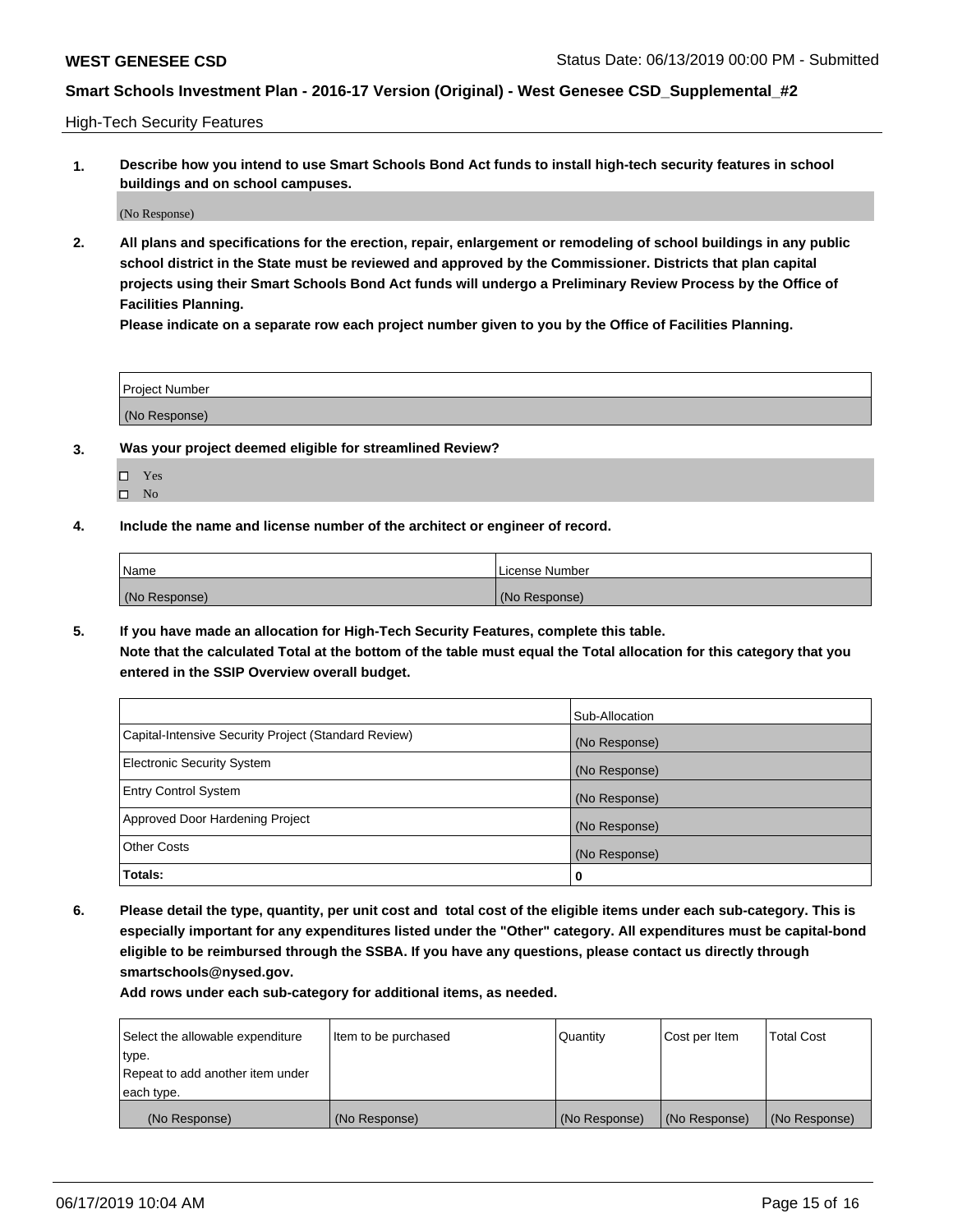High-Tech Security Features

**1. Describe how you intend to use Smart Schools Bond Act funds to install high-tech security features in school buildings and on school campuses.**

(No Response)

**2. All plans and specifications for the erection, repair, enlargement or remodeling of school buildings in any public school district in the State must be reviewed and approved by the Commissioner. Districts that plan capital projects using their Smart Schools Bond Act funds will undergo a Preliminary Review Process by the Office of Facilities Planning.**

**Please indicate on a separate row each project number given to you by the Office of Facilities Planning.**

| Project Number |
| --- |
| (No Response) |

**3. Was your project deemed eligible for streamlined Review?**

- ☐ Yes
- ☐ No

**4. Include the name and license number of the architect or engineer of record.**

| Name | License Number |
| --- | --- |
| (No Response) | (No Response) |

**5. If you have made an allocation for High-Tech Security Features, complete this table.**
**Note that the calculated Total at the bottom of the table must equal the Total allocation for this category that you entered in the SSIP Overview overall budget.**

| | Sub-Allocation |
| --- | --- |
| Capital-Intensive Security Project (Standard Review) | (No Response) |
| Electronic Security System | (No Response) |
| Entry Control System | (No Response) |
| Approved Door Hardening Project | (No Response) |
| Other Costs | (No Response) |
| **Totals:** | **0** |

**6. Please detail the type, quantity, per unit cost and total cost of the eligible items under each sub-category. This is especially important for any expenditures listed under the "Other" category. All expenditures must be capital-bond eligible to be reimbursed through the SSBA. If you have any questions, please contact us directly through smartschools@nysed.gov.**

**Add rows under each sub-category for additional items, as needed.**

| Select the allowable expenditure type. Repeat to add another item under each type. | Item to be purchased | Quantity | Cost per Item | Total Cost |
| --- | --- | --- | --- | --- |
| (No Response) | (No Response) | (No Response) | (No Response) | (No Response) |